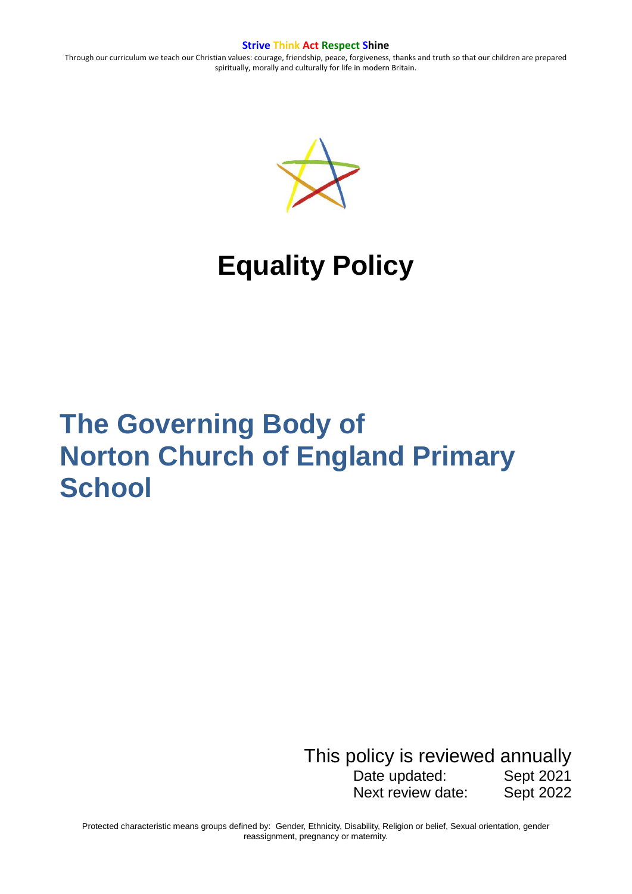**Strive Think Act Respect Shine**

Through our curriculum we teach our Christian values: courage, friendship, peace, forgiveness, thanks and truth so that our children are prepared spiritually, morally and culturally for life in modern Britain.

# Equality Policy

## The Governing Body of Norton Church of England Primary School

This policy is reviewed annually

| | |
|---|---|
| Date updated: | Sept 2021 |
| Next review date: | Sept 2022 |

Protected characteristic means groups defined by: Gender, Ethnicity, Disability, Religion or belief, Sexual orientation, gender reassignment, pregnancy or maternity.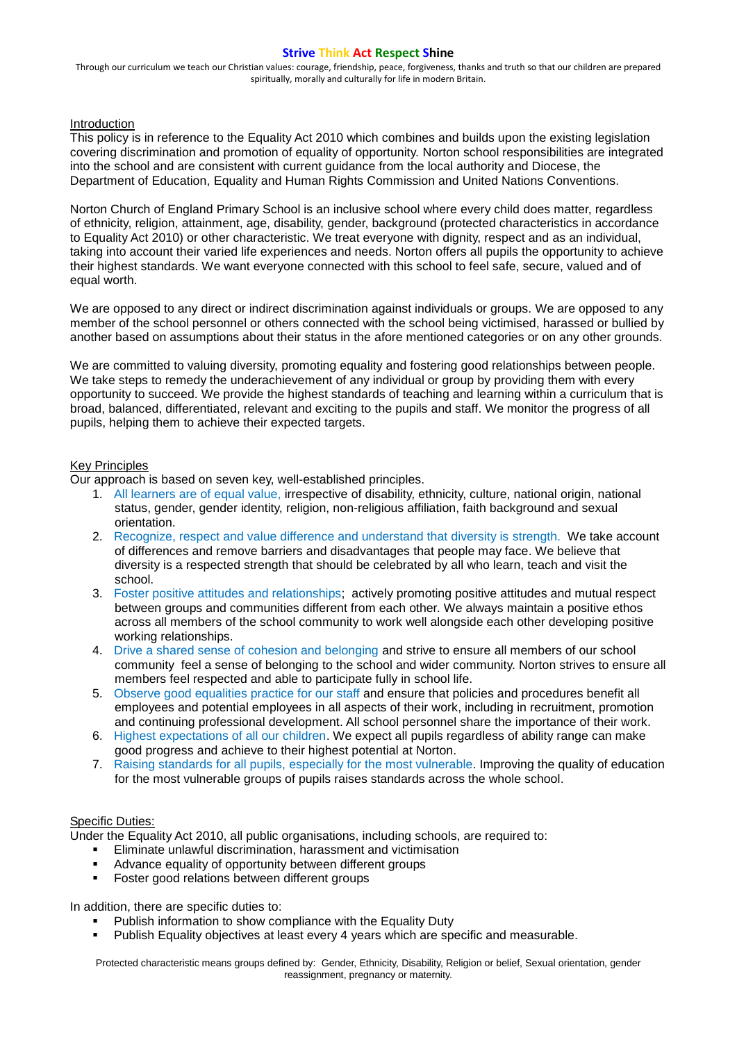## Introduction

This policy is in reference to the Equality Act 2010 which combines and builds upon the existing legislation covering discrimination and promotion of equality of opportunity. Norton school responsibilities are integrated into the school and are consistent with current guidance from the local authority and Diocese, the Department of Education, Equality and Human Rights Commission and United Nations Conventions.

Norton Church of England Primary School is an inclusive school where every child does matter, regardless of ethnicity, religion, attainment, age, disability, gender, background (protected characteristics in accordance to Equality Act 2010) or other characteristic. We treat everyone with dignity, respect and as an individual, taking into account their varied life experiences and needs. Norton offers all pupils the opportunity to achieve their highest standards. We want everyone connected with this school to feel safe, secure, valued and of equal worth.

We are opposed to any direct or indirect discrimination against individuals or groups. We are opposed to any member of the school personnel or others connected with the school being victimised, harassed or bullied by another based on assumptions about their status in the afore mentioned categories or on any other grounds.

We are committed to valuing diversity, promoting equality and fostering good relationships between people. We take steps to remedy the underachievement of any individual or group by providing them with every opportunity to succeed. We provide the highest standards of teaching and learning within a curriculum that is broad, balanced, differentiated, relevant and exciting to the pupils and staff. We monitor the progress of all pupils, helping them to achieve their expected targets.

## Key Principles

Our approach is based on seven key, well-established principles.

1. All learners are of equal value, irrespective of disability, ethnicity, culture, national origin, national status, gender, gender identity, religion, non-religious affiliation, faith background and sexual orientation.
2. Recognize, respect and value difference and understand that diversity is strength. We take account of differences and remove barriers and disadvantages that people may face. We believe that diversity is a respected strength that should be celebrated by all who learn, teach and visit the school.
3. Foster positive attitudes and relationships; actively promoting positive attitudes and mutual respect between groups and communities different from each other. We always maintain a positive ethos across all members of the school community to work well alongside each other developing positive working relationships.
4. Drive a shared sense of cohesion and belonging and strive to ensure all members of our school community feel a sense of belonging to the school and wider community. Norton strives to ensure all members feel respected and able to participate fully in school life.
5. Observe good equalities practice for our staff and ensure that policies and procedures benefit all employees and potential employees in all aspects of their work, including in recruitment, promotion and continuing professional development. All school personnel share the importance of their work.
6. Highest expectations of all our children. We expect all pupils regardless of ability range can make good progress and achieve to their highest potential at Norton.
7. Raising standards for all pupils, especially for the most vulnerable. Improving the quality of education for the most vulnerable groups of pupils raises standards across the whole school.

## Specific Duties:

Under the Equality Act 2010, all public organisations, including schools, are required to:

- Eliminate unlawful discrimination, harassment and victimisation
- Advance equality of opportunity between different groups
- Foster good relations between different groups

In addition, there are specific duties to:

- Publish information to show compliance with the Equality Duty
- Publish Equality objectives at least every 4 years which are specific and measurable.

Protected characteristic means groups defined by: Gender, Ethnicity, Disability, Religion or belief, Sexual orientation, gender reassignment, pregnancy or maternity.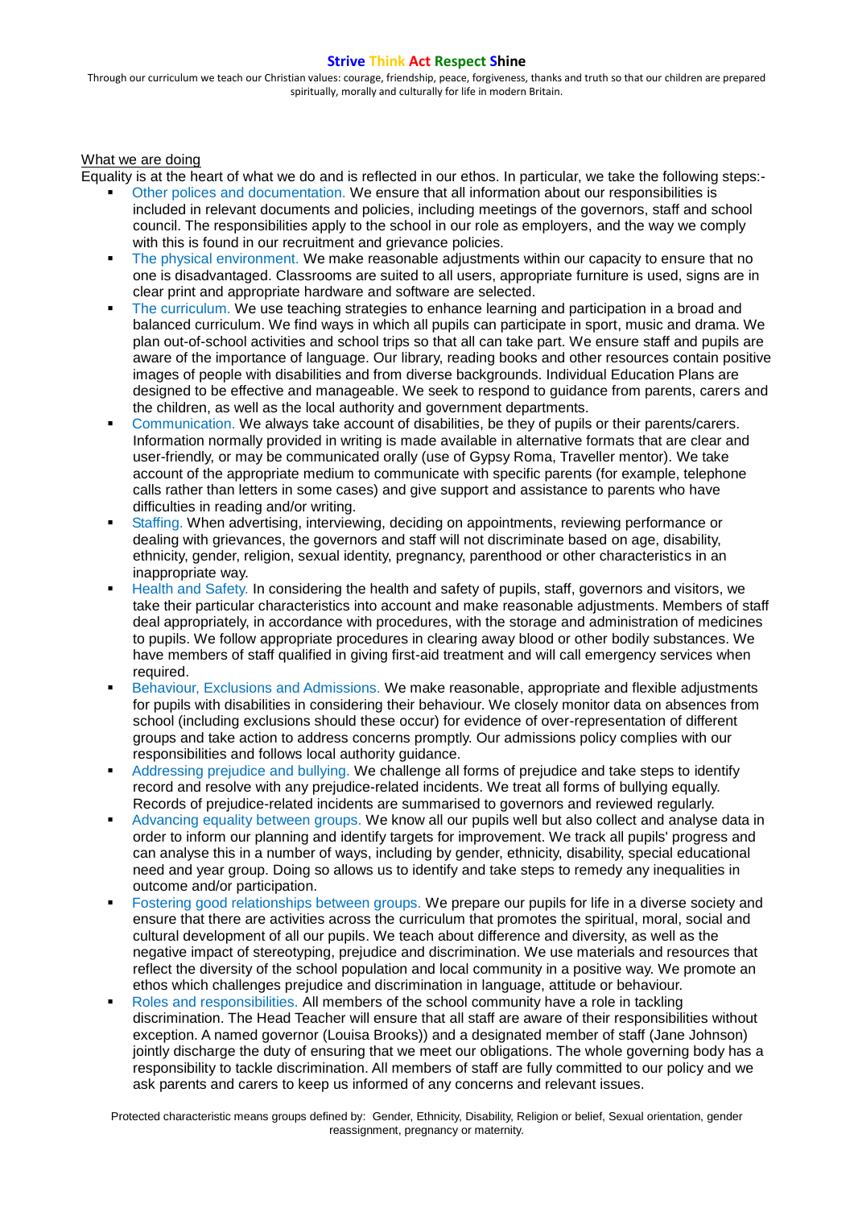What we are doing

Equality is at the heart of what we do and is reflected in our ethos. In particular, we take the following steps:-

- Other polices and documentation. We ensure that all information about our responsibilities is included in relevant documents and policies, including meetings of the governors, staff and school council. The responsibilities apply to the school in our role as employers, and the way we comply with this is found in our recruitment and grievance policies.
- The physical environment. We make reasonable adjustments within our capacity to ensure that no one is disadvantaged. Classrooms are suited to all users, appropriate furniture is used, signs are in clear print and appropriate hardware and software are selected.
- The curriculum. We use teaching strategies to enhance learning and participation in a broad and balanced curriculum. We find ways in which all pupils can participate in sport, music and drama. We plan out-of-school activities and school trips so that all can take part. We ensure staff and pupils are aware of the importance of language. Our library, reading books and other resources contain positive images of people with disabilities and from diverse backgrounds. Individual Education Plans are designed to be effective and manageable. We seek to respond to guidance from parents, carers and the children, as well as the local authority and government departments.
- Communication. We always take account of disabilities, be they of pupils or their parents/carers. Information normally provided in writing is made available in alternative formats that are clear and user-friendly, or may be communicated orally (use of Gypsy Roma, Traveller mentor). We take account of the appropriate medium to communicate with specific parents (for example, telephone calls rather than letters in some cases) and give support and assistance to parents who have difficulties in reading and/or writing.
- Staffing. When advertising, interviewing, deciding on appointments, reviewing performance or dealing with grievances, the governors and staff will not discriminate based on age, disability, ethnicity, gender, religion, sexual identity, pregnancy, parenthood or other characteristics in an inappropriate way.
- Health and Safety. In considering the health and safety of pupils, staff, governors and visitors, we take their particular characteristics into account and make reasonable adjustments. Members of staff deal appropriately, in accordance with procedures, with the storage and administration of medicines to pupils. We follow appropriate procedures in clearing away blood or other bodily substances. We have members of staff qualified in giving first-aid treatment and will call emergency services when required.
- Behaviour, Exclusions and Admissions. We make reasonable, appropriate and flexible adjustments for pupils with disabilities in considering their behaviour. We closely monitor data on absences from school (including exclusions should these occur) for evidence of over-representation of different groups and take action to address concerns promptly. Our admissions policy complies with our responsibilities and follows local authority guidance.
- Addressing prejudice and bullying. We challenge all forms of prejudice and take steps to identify record and resolve with any prejudice-related incidents. We treat all forms of bullying equally. Records of prejudice-related incidents are summarised to governors and reviewed regularly.
- Advancing equality between groups. We know all our pupils well but also collect and analyse data in order to inform our planning and identify targets for improvement. We track all pupils' progress and can analyse this in a number of ways, including by gender, ethnicity, disability, special educational need and year group. Doing so allows us to identify and take steps to remedy any inequalities in outcome and/or participation.
- Fostering good relationships between groups. We prepare our pupils for life in a diverse society and ensure that there are activities across the curriculum that promotes the spiritual, moral, social and cultural development of all our pupils. We teach about difference and diversity, as well as the negative impact of stereotyping, prejudice and discrimination. We use materials and resources that reflect the diversity of the school population and local community in a positive way. We promote an ethos which challenges prejudice and discrimination in language, attitude or behaviour.
- Roles and responsibilities. All members of the school community have a role in tackling discrimination. The Head Teacher will ensure that all staff are aware of their responsibilities without exception. A named governor (Louisa Brooks)) and a designated member of staff (Jane Johnson) jointly discharge the duty of ensuring that we meet our obligations. The whole governing body has a responsibility to tackle discrimination. All members of staff are fully committed to our policy and we ask parents and carers to keep us informed of any concerns and relevant issues.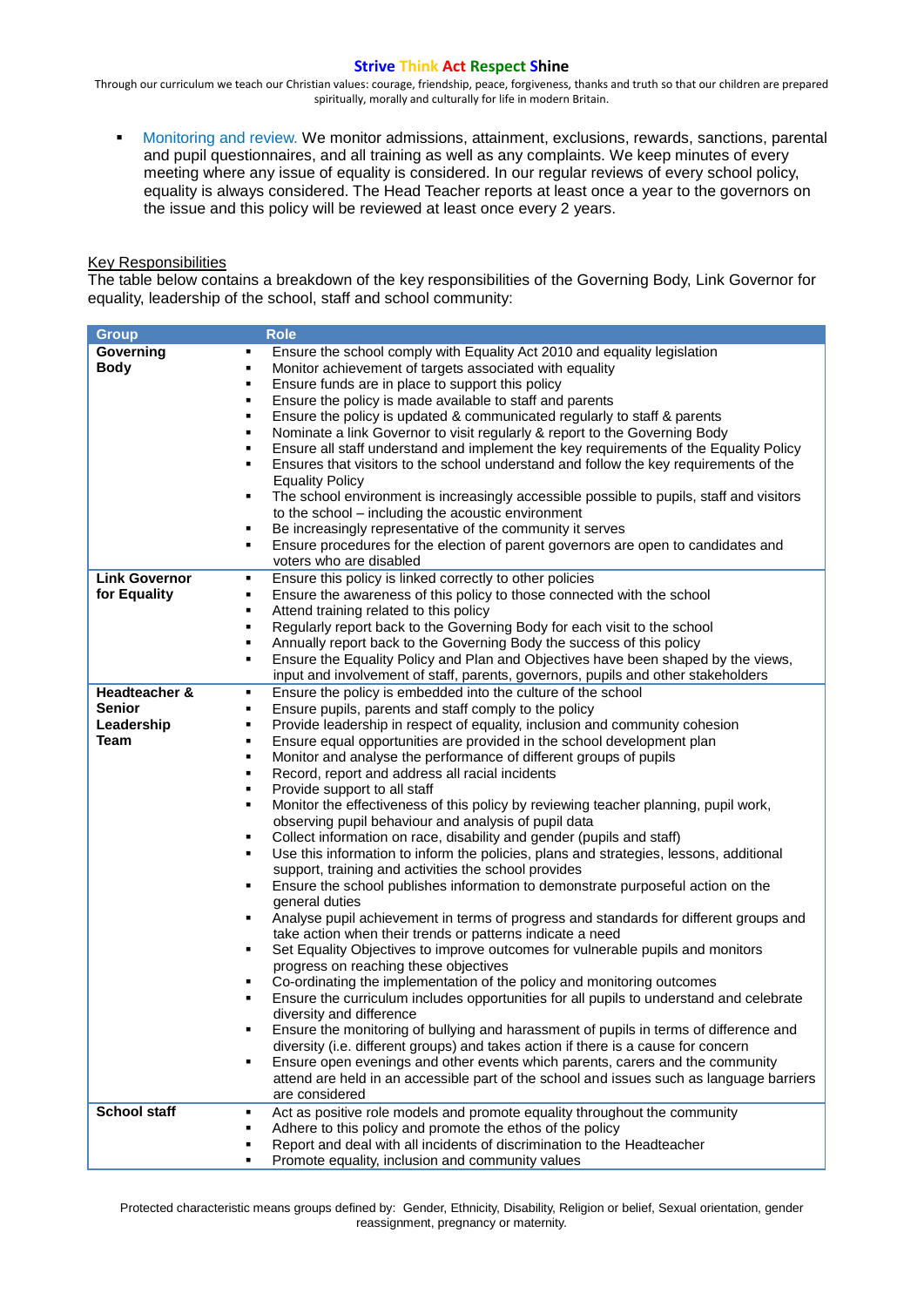- Monitoring and review. We monitor admissions, attainment, exclusions, rewards, sanctions, parental and pupil questionnaires, and all training as well as any complaints. We keep minutes of every meeting where any issue of equality is considered. In our regular reviews of every school policy, equality is always considered. The Head Teacher reports at least once a year to the governors on the issue and this policy will be reviewed at least once every 2 years.

Key Responsibilities

The table below contains a breakdown of the key responsibilities of the Governing Body, Link Governor for equality, leadership of the school, staff and school community:

| Group | Role |
|---|---|
| **Governing Body** | ▪ Ensure the school comply with Equality Act 2010 and equality legislation<br>▪ Monitor achievement of targets associated with equality<br>▪ Ensure funds are in place to support this policy<br>▪ Ensure the policy is made available to staff and parents<br>▪ Ensure the policy is updated & communicated regularly to staff & parents<br>▪ Nominate a link Governor to visit regularly & report to the Governing Body<br>▪ Ensure all staff understand and implement the key requirements of the Equality Policy<br>▪ Ensures that visitors to the school understand and follow the key requirements of the Equality Policy<br>▪ The school environment is increasingly accessible possible to pupils, staff and visitors to the school – including the acoustic environment<br>▪ Be increasingly representative of the community it serves<br>▪ Ensure procedures for the election of parent governors are open to candidates and voters who are disabled |
| **Link Governor for Equality** | ▪ Ensure this policy is linked correctly to other policies<br>▪ Ensure the awareness of this policy to those connected with the school<br>▪ Attend training related to this policy<br>▪ Regularly report back to the Governing Body for each visit to the school<br>▪ Annually report back to the Governing Body the success of this policy<br>▪ Ensure the Equality Policy and Plan and Objectives have been shaped by the views, input and involvement of staff, parents, governors, pupils and other stakeholders |
| **Headteacher & Senior Leadership Team** | ▪ Ensure the policy is embedded into the culture of the school<br>▪ Ensure pupils, parents and staff comply to the policy<br>▪ Provide leadership in respect of equality, inclusion and community cohesion<br>▪ Ensure equal opportunities are provided in the school development plan<br>▪ Monitor and analyse the performance of different groups of pupils<br>▪ Record, report and address all racial incidents<br>▪ Provide support to all staff<br>▪ Monitor the effectiveness of this policy by reviewing teacher planning, pupil work, observing pupil behaviour and analysis of pupil data<br>▪ Collect information on race, disability and gender (pupils and staff)<br>▪ Use this information to inform the policies, plans and strategies, lessons, additional support, training and activities the school provides<br>▪ Ensure the school publishes information to demonstrate purposeful action on the general duties<br>▪ Analyse pupil achievement in terms of progress and standards for different groups and take action when their trends or patterns indicate a need<br>▪ Set Equality Objectives to improve outcomes for vulnerable pupils and monitors progress on reaching these objectives<br>▪ Co-ordinating the implementation of the policy and monitoring outcomes<br>▪ Ensure the curriculum includes opportunities for all pupils to understand and celebrate diversity and difference<br>▪ Ensure the monitoring of bullying and harassment of pupils in terms of difference and diversity (i.e. different groups) and takes action if there is a cause for concern<br>▪ Ensure open evenings and other events which parents, carers and the community attend are held in an accessible part of the school and issues such as language barriers are considered |
| **School staff** | ▪ Act as positive role models and promote equality throughout the community<br>▪ Adhere to this policy and promote the ethos of the policy<br>▪ Report and deal with all incidents of discrimination to the Headteacher<br>▪ Promote equality, inclusion and community values |

Protected characteristic means groups defined by: Gender, Ethnicity, Disability, Religion or belief, Sexual orientation, gender reassignment, pregnancy or maternity.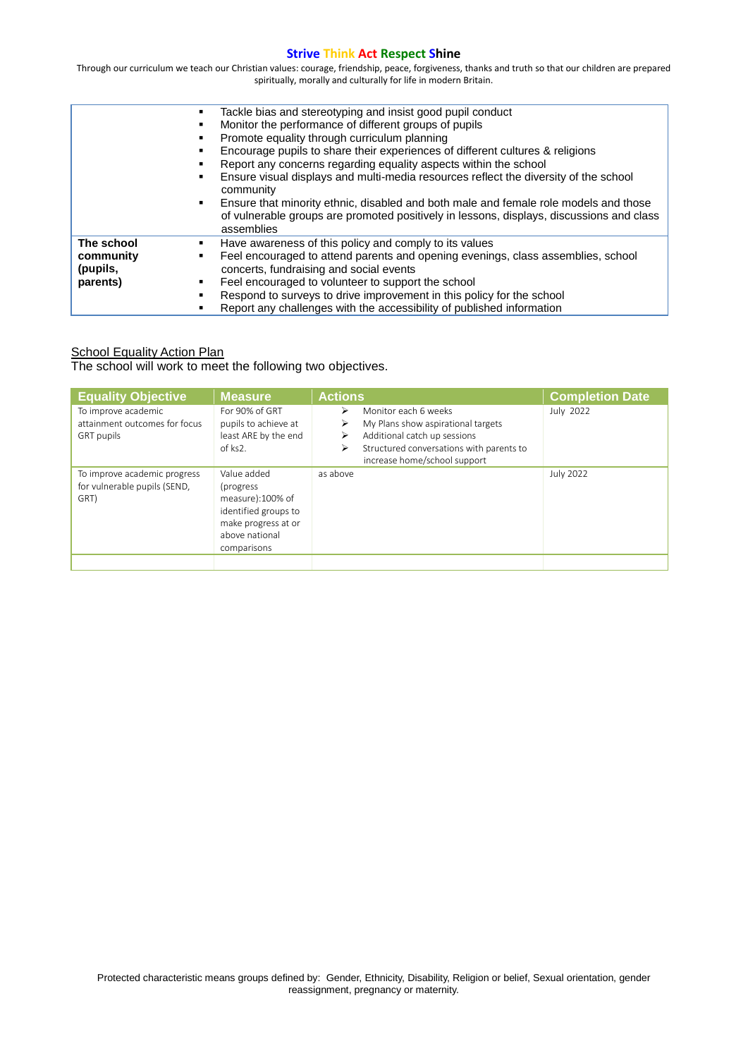| | |
|---|---|
| | ▪ Tackle bias and stereotyping and insist good pupil conduct<br>▪ Monitor the performance of different groups of pupils<br>▪ Promote equality through curriculum planning<br>▪ Encourage pupils to share their experiences of different cultures & religions<br>▪ Report any concerns regarding equality aspects within the school<br>▪ Ensure visual displays and multi-media resources reflect the diversity of the school community<br>▪ Ensure that minority ethnic, disabled and both male and female role models and those of vulnerable groups are promoted positively in lessons, displays, discussions and class assemblies |
| **The school community (pupils, parents)** | ▪ Have awareness of this policy and comply to its values<br>▪ Feel encouraged to attend parents and opening evenings, class assemblies, school concerts, fundraising and social events<br>▪ Feel encouraged to volunteer to support the school<br>▪ Respond to surveys to drive improvement in this policy for the school<br>▪ Report any challenges with the accessibility of published information |

<u>School Equality Action Plan</u>

The school will work to meet the following two objectives.

| Equality Objective | Measure | Actions | Completion Date |
|---|---|---|---|
| To improve academic attainment outcomes for focus GRT pupils | For 90% of GRT pupils to achieve at least ARE by the end of ks2. | ➢ Monitor each 6 weeks<br>➢ My Plans show aspirational targets<br>➢ Additional catch up sessions<br>➢ Structured conversations with parents to increase home/school support | July 2022 |
| To improve academic progress for vulnerable pupils (SEND, GRT) | Value added (progress measure):100% of identified groups to make progress at or above national comparisons | as above | July 2022 |
| | | | |

Protected characteristic means groups defined by: Gender, Ethnicity, Disability, Religion or belief, Sexual orientation, gender reassignment, pregnancy or maternity.